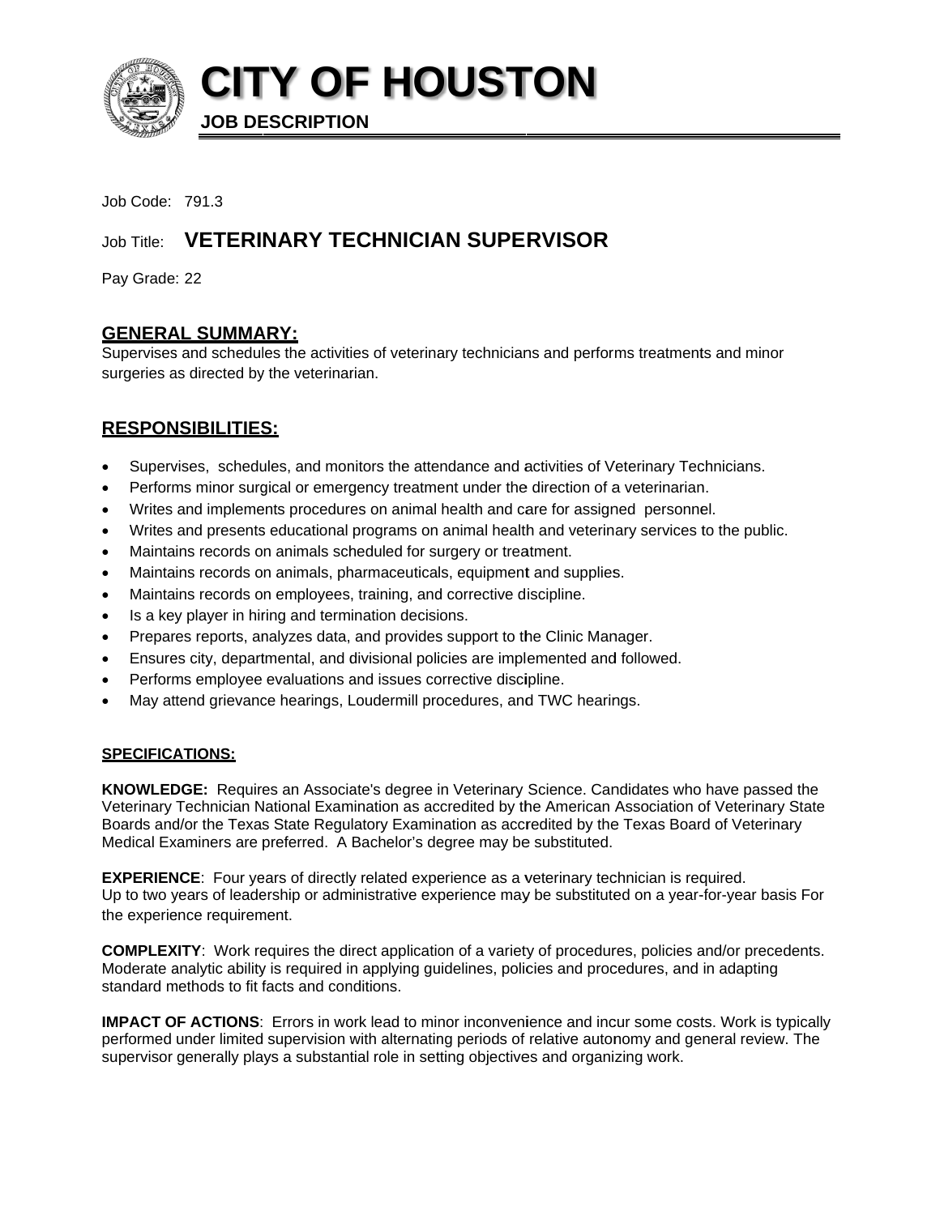# CITY OF HOUSTON

**JOB DESCRIPTION**

Job Code: 791.3

Job Title: **VETERINARY TECHNICIAN SUPERVISOR**

Pay Grade: 22

## GENERAL SUMMARY:

Supervises and schedules the activities of veterinary technicians and performs treatments and minor surgeries as directed by the veterinarian.

## RESPONSIBILITIES:

- Supervises, schedules, and monitors the attendance and activities of Veterinary Technicians.
- Performs minor surgical or emergency treatment under the direction of a veterinarian.
- Writes and implements procedures on animal health and care for assigned personnel.
- Writes and presents educational programs on animal health and veterinary services to the public.
- Maintains records on animals scheduled for surgery or treatment.
- Maintains records on animals, pharmaceuticals, equipment and supplies.
- Maintains records on employees, training, and corrective discipline.
- Is a key player in hiring and termination decisions.
- Prepares reports, analyzes data, and provides support to the Clinic Manager.
- Ensures city, departmental, and divisional policies are implemented and followed.
- Performs employee evaluations and issues corrective discipline.
- May attend grievance hearings, Loudermill procedures, and TWC hearings.

### SPECIFICATIONS:

**KNOWLEDGE:** Requires an Associate's degree in Veterinary Science. Candidates who have passed the Veterinary Technician National Examination as accredited by the American Association of Veterinary State Boards and/or the Texas State Regulatory Examination as accredited by the Texas Board of Veterinary Medical Examiners are preferred. A Bachelor's degree may be substituted.

**EXPERIENCE**: Four years of directly related experience as a veterinary technician is required. Up to two years of leadership or administrative experience may be substituted on a year-for-year basis For the experience requirement.

**COMPLEXITY**: Work requires the direct application of a variety of procedures, policies and/or precedents. Moderate analytic ability is required in applying guidelines, policies and procedures, and in adapting standard methods to fit facts and conditions.

**IMPACT OF ACTIONS**: Errors in work lead to minor inconvenience and incur some costs. Work is typically performed under limited supervision with alternating periods of relative autonomy and general review. The supervisor generally plays a substantial role in setting objectives and organizing work.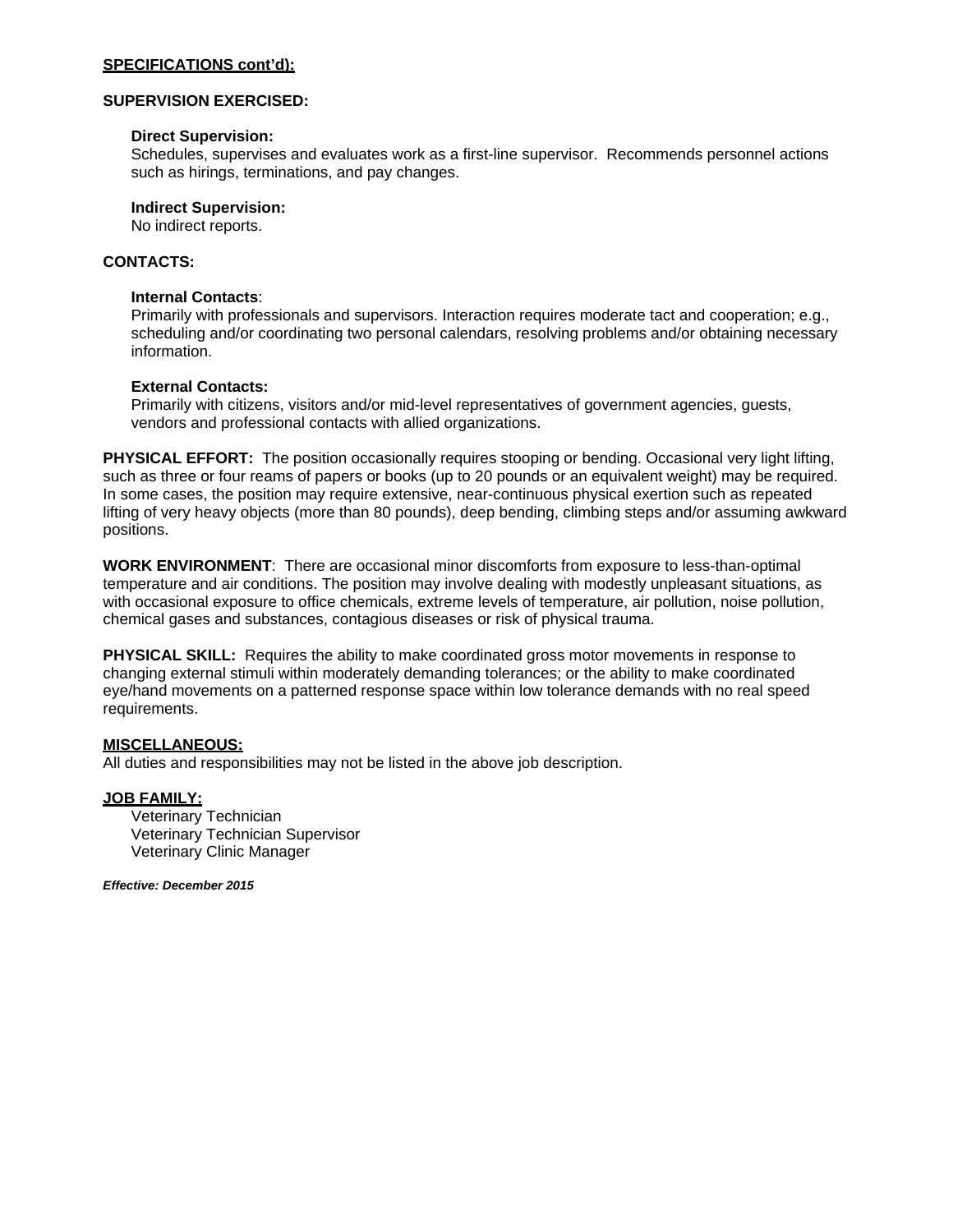**<u>SPECIFICATIONS cont'd):</u>**

**SUPERVISION EXERCISED:**

**Direct Supervision:**
Schedules, supervises and evaluates work as a first-line supervisor. Recommends personnel actions such as hirings, terminations, and pay changes.

**Indirect Supervision:**
No indirect reports.

**CONTACTS:**

**Internal Contacts**:
Primarily with professionals and supervisors. Interaction requires moderate tact and cooperation; e.g., scheduling and/or coordinating two personal calendars, resolving problems and/or obtaining necessary information.

**External Contacts:**
Primarily with citizens, visitors and/or mid-level representatives of government agencies, guests, vendors and professional contacts with allied organizations.

**PHYSICAL EFFORT:** The position occasionally requires stooping or bending. Occasional very light lifting, such as three or four reams of papers or books (up to 20 pounds or an equivalent weight) may be required. In some cases, the position may require extensive, near-continuous physical exertion such as repeated lifting of very heavy objects (more than 80 pounds), deep bending, climbing steps and/or assuming awkward positions.

**WORK ENVIRONMENT**: There are occasional minor discomforts from exposure to less-than-optimal temperature and air conditions. The position may involve dealing with modestly unpleasant situations, as with occasional exposure to office chemicals, extreme levels of temperature, air pollution, noise pollution, chemical gases and substances, contagious diseases or risk of physical trauma.

**PHYSICAL SKILL:** Requires the ability to make coordinated gross motor movements in response to changing external stimuli within moderately demanding tolerances; or the ability to make coordinated eye/hand movements on a patterned response space within low tolerance demands with no real speed requirements.

**<u>MISCELLANEOUS:</u>**
All duties and responsibilities may not be listed in the above job description.

**<u>JOB FAMILY:</u>**
Veterinary Technician
Veterinary Technician Supervisor
Veterinary Clinic Manager

***Effective: December 2015***